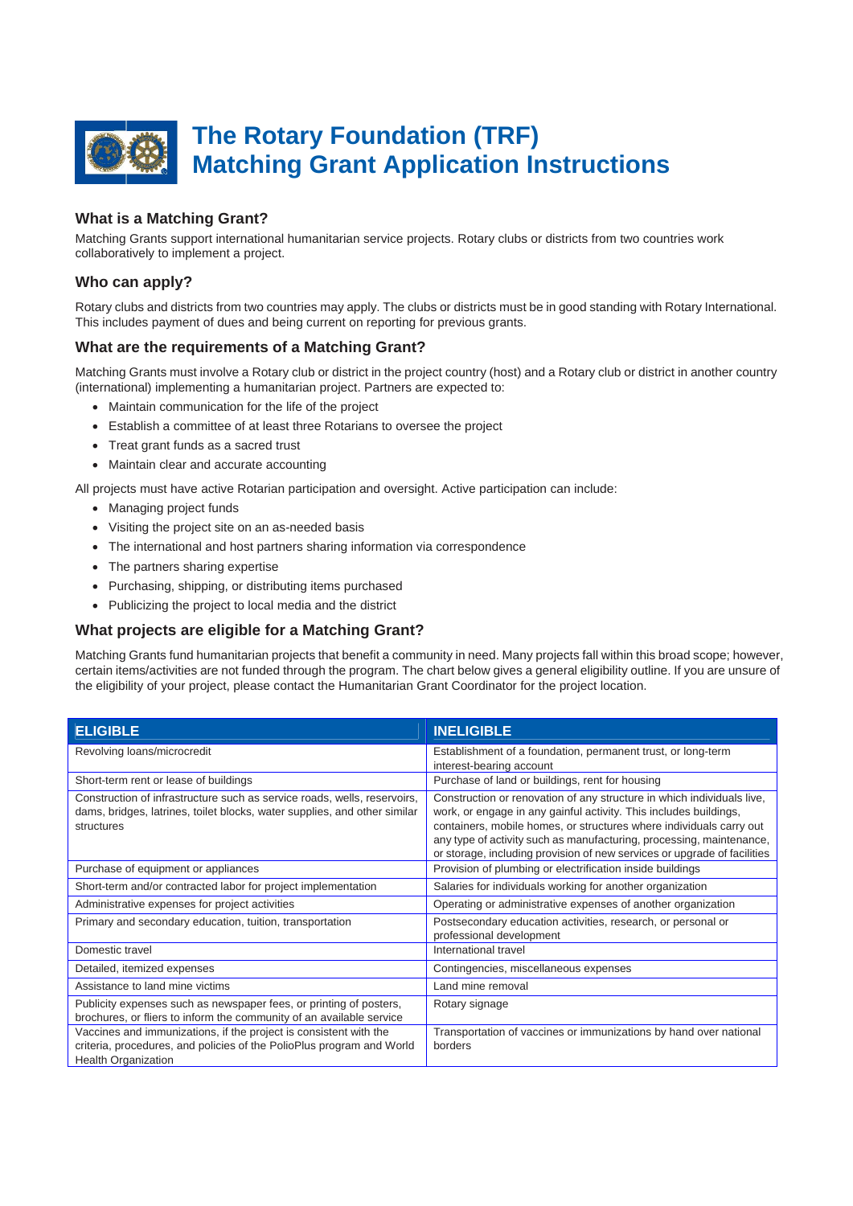# The Rotary Foundation (TRF) Matching Grant Application Instructions

## What is a Matching Grant?

Matching Grants support international humanitarian service projects. Rotary clubs or districts from two countries work collaboratively to implement a project.

## Who can apply?

Rotary clubs and districts from two countries may apply. The clubs or districts must be in good standing with Rotary International. This includes payment of dues and being current on reporting for previous grants.

## What are the requirements of a Matching Grant?

Matching Grants must involve a Rotary club or district in the project country (host) and a Rotary club or district in another country (international) implementing a humanitarian project. Partners are expected to:

- Maintain communication for the life of the project
- Establish a committee of at least three Rotarians to oversee the project
- Treat grant funds as a sacred trust
- Maintain clear and accurate accounting

All projects must have active Rotarian participation and oversight. Active participation can include:

- Managing project funds
- Visiting the project site on an as-needed basis
- The international and host partners sharing information via correspondence
- The partners sharing expertise
- Purchasing, shipping, or distributing items purchased
- Publicizing the project to local media and the district

## What projects are eligible for a Matching Grant?

Matching Grants fund humanitarian projects that benefit a community in need. Many projects fall within this broad scope; however, certain items/activities are not funded through the program. The chart below gives a general eligibility outline. If you are unsure of the eligibility of your project, please contact the Humanitarian Grant Coordinator for the project location.

| ELIGIBLE | INELIGIBLE |
|---|---|
| Revolving loans/microcredit | Establishment of a foundation, permanent trust, or long-term interest-bearing account |
| Short-term rent or lease of buildings | Purchase of land or buildings, rent for housing |
| Construction of infrastructure such as service roads, wells, reservoirs, dams, bridges, latrines, toilet blocks, water supplies, and other similar structures | Construction or renovation of any structure in which individuals live, work, or engage in any gainful activity. This includes buildings, containers, mobile homes, or structures where individuals carry out any type of activity such as manufacturing, processing, maintenance, or storage, including provision of new services or upgrade of facilities |
| Purchase of equipment or appliances | Provision of plumbing or electrification inside buildings |
| Short-term and/or contracted labor for project implementation | Salaries for individuals working for another organization |
| Administrative expenses for project activities | Operating or administrative expenses of another organization |
| Primary and secondary education, tuition, transportation | Postsecondary education activities, research, or personal or professional development |
| Domestic travel | International travel |
| Detailed, itemized expenses | Contingencies, miscellaneous expenses |
| Assistance to land mine victims | Land mine removal |
| Publicity expenses such as newspaper fees, or printing of posters, brochures, or fliers to inform the community of an available service | Rotary signage |
| Vaccines and immunizations, if the project is consistent with the criteria, procedures, and policies of the PolioPlus program and World Health Organization | Transportation of vaccines or immunizations by hand over national borders |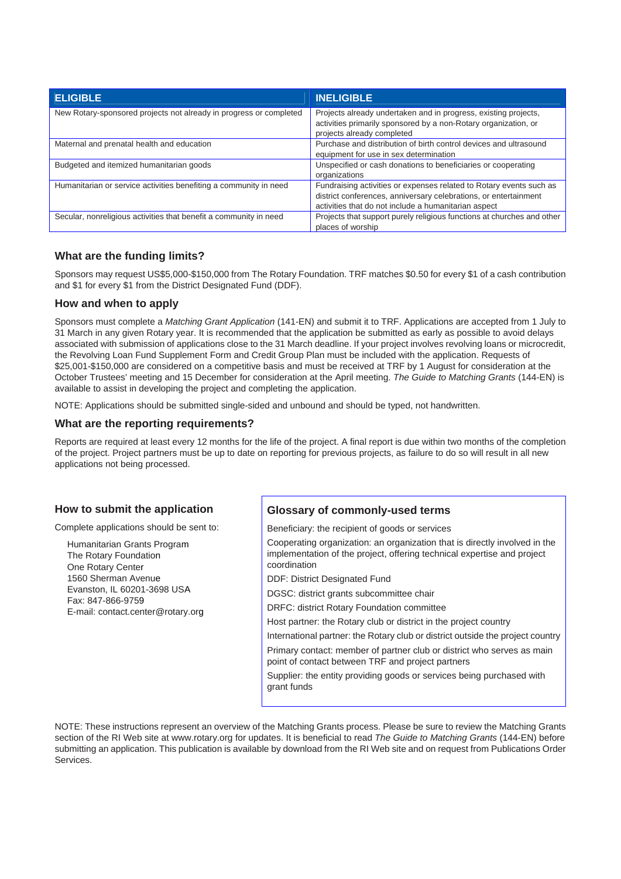| ELIGIBLE | INELIGIBLE |
| --- | --- |
| New Rotary-sponsored projects not already in progress or completed | Projects already undertaken and in progress, existing projects, activities primarily sponsored by a non-Rotary organization, or projects already completed |
| Maternal and prenatal health and education | Purchase and distribution of birth control devices and ultrasound equipment for use in sex determination |
| Budgeted and itemized humanitarian goods | Unspecified or cash donations to beneficiaries or cooperating organizations |
| Humanitarian or service activities benefiting a community in need | Fundraising activities or expenses related to Rotary events such as district conferences, anniversary celebrations, or entertainment activities that do not include a humanitarian aspect |
| Secular, nonreligious activities that benefit a community in need | Projects that support purely religious functions at churches and other places of worship |

### What are the funding limits?

Sponsors may request US$5,000-$150,000 from The Rotary Foundation. TRF matches $0.50 for every $1 of a cash contribution and $1 for every $1 from the District Designated Fund (DDF).

### How and when to apply

Sponsors must complete a *Matching Grant Application* (141-EN) and submit it to TRF. Applications are accepted from 1 July to 31 March in any given Rotary year. It is recommended that the application be submitted as early as possible to avoid delays associated with submission of applications close to the 31 March deadline. If your project involves revolving loans or microcredit, the Revolving Loan Fund Supplement Form and Credit Group Plan must be included with the application. Requests of $25,001-$150,000 are considered on a competitive basis and must be received at TRF by 1 August for consideration at the October Trustees' meeting and 15 December for consideration at the April meeting. *The Guide to Matching Grants* (144-EN) is available to assist in developing the project and completing the application.

NOTE: Applications should be submitted single-sided and unbound and should be typed, not handwritten.

### What are the reporting requirements?

Reports are required at least every 12 months for the life of the project. A final report is due within two months of the completion of the project. Project partners must be up to date on reporting for previous projects, as failure to do so will result in all new applications not being processed.

### How to submit the application

Complete applications should be sent to:

Humanitarian Grants Program
The Rotary Foundation
One Rotary Center
1560 Sherman Avenue
Evanston, IL 60201-3698 USA
Fax: 847-866-9759
E-mail: contact.center@rotary.org

### Glossary of commonly-used terms

Beneficiary: the recipient of goods or services

Cooperating organization: an organization that is directly involved in the implementation of the project, offering technical expertise and project coordination

DDF: District Designated Fund

DGSC: district grants subcommittee chair

DRFC: district Rotary Foundation committee

Host partner: the Rotary club or district in the project country

International partner: the Rotary club or district outside the project country

Primary contact: member of partner club or district who serves as main point of contact between TRF and project partners

Supplier: the entity providing goods or services being purchased with grant funds

NOTE: These instructions represent an overview of the Matching Grants process. Please be sure to review the Matching Grants section of the RI Web site at www.rotary.org for updates. It is beneficial to read *The Guide to Matching Grants* (144-EN) before submitting an application. This publication is available by download from the RI Web site and on request from Publications Order Services.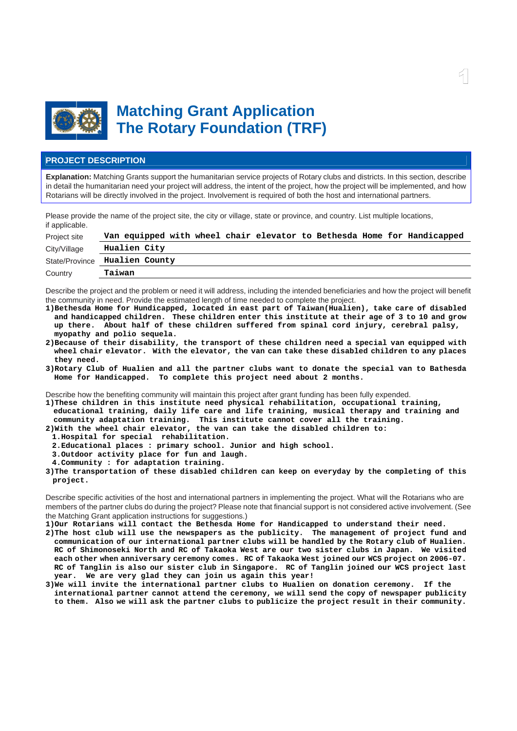# Matching Grant Application
# The Rotary Foundation (TRF)

## PROJECT DESCRIPTION

**Explanation:** Matching Grants support the humanitarian service projects of Rotary clubs and districts. In this section, describe in detail the humanitarian need your project will address, the intent of the project, how the project will be implemented, and how Rotarians will be directly involved in the project. Involvement is required of both the host and international partners.

Please provide the name of the project site, the city or village, state or province, and country. List multiple locations, if applicable.

| | |
|---|---|
| Project site | Van equipped with wheel chair elevator to Bethesda Home for Handicapped |
| City/Village | Hualien City |
| State/Province | Hualien County |
| Country | Taiwan |

Describe the project and the problem or need it will address, including the intended beneficiaries and how the project will benefit the community in need. Provide the estimated length of time needed to complete the project.

1)Bethesda Home for Hundicapped, located in east part of Taiwan(Hualien), take care of disabled and handicapped children. These children enter this institute at their age of 3 to 10 and grow up there. About half of these children suffered from spinal cord injury, cerebral palsy, myopathy and polio sequela.

2)Because of their disability, the transport of these children need a special van equipped with wheel chair elevator. With the elevator, the van can take these disabled children to any places they need.

3)Rotary Club of Hualien and all the partner clubs want to donate the special van to Bathesda Home for Handicapped. To complete this project need about 2 months.

Describe how the benefiting community will maintain this project after grant funding has been fully expended.

1)These children in this institute need physical rehabilitation, occupational training, educational training, daily life care and life training, musical therapy and training and community adaptation training. This institute cannot cover all the training.

2)With the wheel chair elevator, the van can take the disabled children to:
  1.Hospital for special rehabilitation.
  2.Educational places : primary school. Junior and high school.
  3.Outdoor activity place for fun and laugh.
  4.Community : for adaptation training.

3)The transportation of these disabled children can keep on everyday by the completing of this project.

Describe specific activities of the host and international partners in implementing the project. What will the Rotarians who are members of the partner clubs do during the project? Please note that financial support is not considered active involvement. (See the Matching Grant application instructions for suggestions.)

1)Our Rotarians will contact the Bethesda Home for Handicapped to understand their need.

2)The host club will use the newspapers as the publicity. The management of project fund and communication of our international partner clubs will be handled by the Rotary club of Hualien. RC of Shimonoseki North and RC of Takaoka West are our two sister clubs in Japan. We visited each other when anniversary ceremony comes. RC of Takaoka West joined our WCS project on 2006-07. RC of Tanglin is also our sister club in Singapore. RC of Tanglin joined our WCS project last year. We are very glad they can join us again this year!

3)We will invite the international partner clubs to Hualien on donation ceremony. If the international partner cannot attend the ceremony, we will send the copy of newspaper publicity to them. Also we will ask the partner clubs to publicize the project result in their community.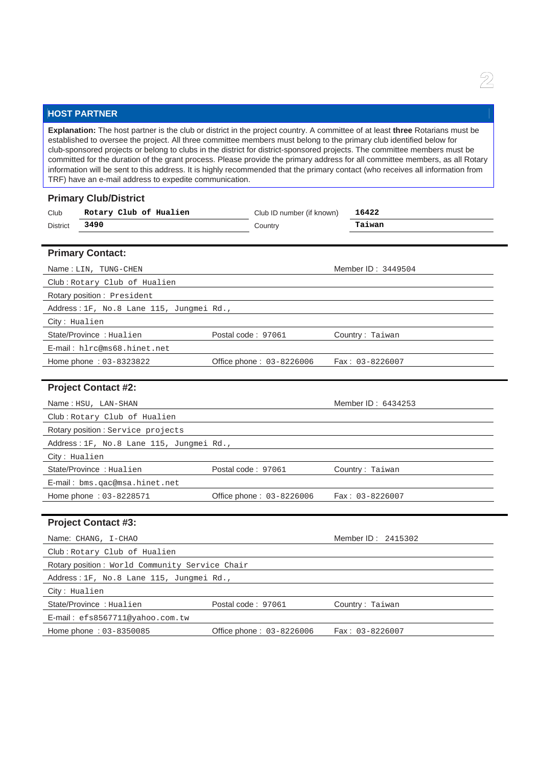## HOST PARTNER

**Explanation:** The host partner is the club or district in the project country. A committee of at least **three** Rotarians must be established to oversee the project. All three committee members must belong to the primary club identified below for club-sponsored projects or belong to clubs in the district for district-sponsored projects. The committee members must be committed for the duration of the grant process. Please provide the primary address for all committee members, as all Rotary information will be sent to this address. It is highly recommended that the primary contact (who receives all information from TRF) have an e-mail address to expedite communication.

### Primary Club/District

| | | | |
|---|---|---|---|
| Club | **Rotary Club of Hualien** | Club ID number (if known) | **16422** |
| District | **3490** | Country | **Taiwan** |

### Primary Contact:

| | | |
|---|---|---|
| Name : LIN, TUNG-CHEN | | Member ID : 3449504 |
| Club : Rotary Club of Hualien | | |
| Rotary position : President | | |
| Address : 1F, No.8 Lane 115, Jungmei Rd., | | |
| City : Hualien | | |
| State/Province : Hualien | Postal code : 97061 | Country : Taiwan |
| E-mail : hlrc@ms68.hinet.net | | |
| Home phone : 03-8323822 | Office phone : 03-8226006 | Fax : 03-8226007 |

### Project Contact #2:

| | | |
|---|---|---|
| Name : HSU, LAN-SHAN | | Member ID : 6434253 |
| Club : Rotary Club of Hualien | | |
| Rotary position : Service projects | | |
| Address : 1F, No.8 Lane 115, Jungmei Rd., | | |
| City : Hualien | | |
| State/Province : Hualien | Postal code : 97061 | Country : Taiwan |
| E-mail : bms.qac@msa.hinet.net | | |
| Home phone : 03-8228571 | Office phone : 03-8226006 | Fax : 03-8226007 |

### Project Contact #3:

| | | |
|---|---|---|
| Name: CHANG, I-CHAO | | Member ID : 2415302 |
| Club : Rotary Club of Hualien | | |
| Rotary position : World Community Service Chair | | |
| Address : 1F, No.8 Lane 115, Jungmei Rd., | | |
| City : Hualien | | |
| State/Province : Hualien | Postal code : 97061 | Country : Taiwan |
| E-mail : efs8567711@yahoo.com.tw | | |
| Home phone : 03-8350085 | Office phone : 03-8226006 | Fax : 03-8226007 |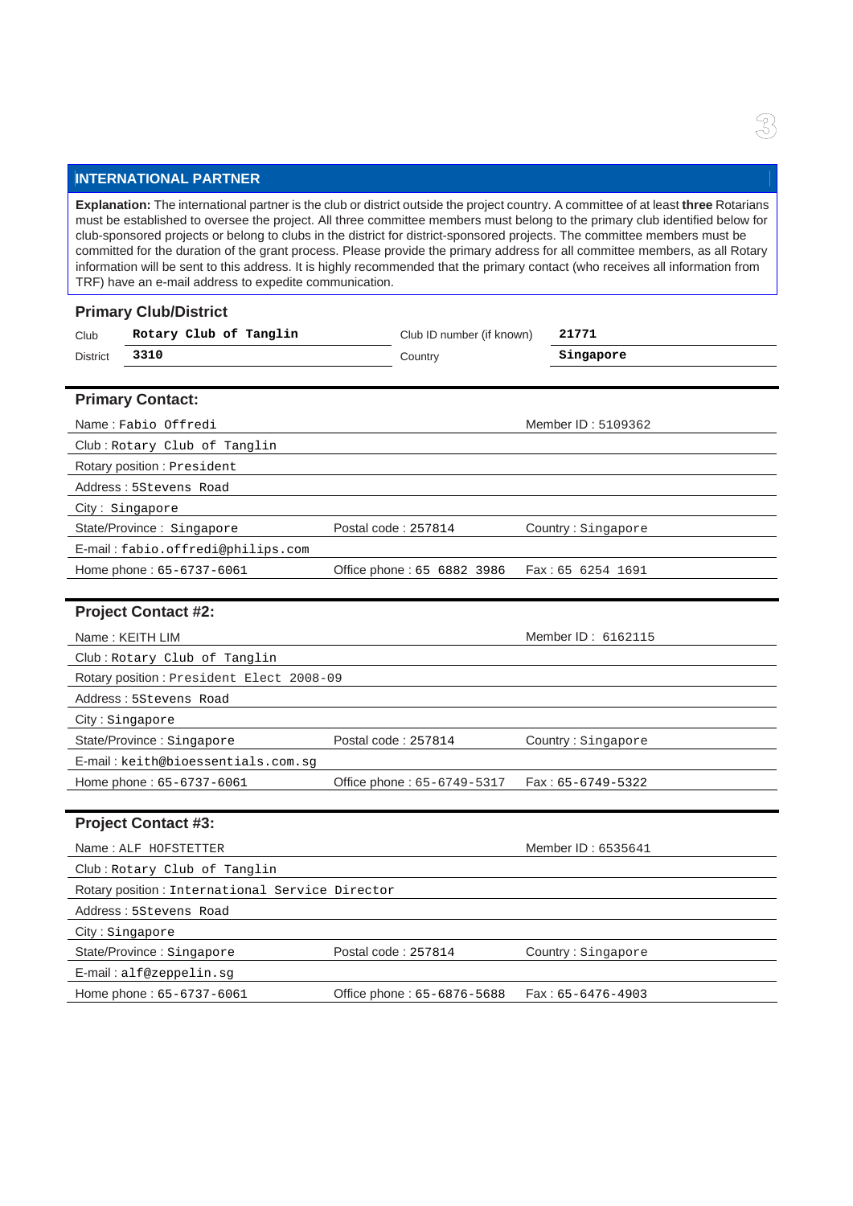## INTERNATIONAL PARTNER

**Explanation:** The international partner is the club or district outside the project country. A committee of at least **three** Rotarians must be established to oversee the project. All three committee members must belong to the primary club identified below for club-sponsored projects or belong to clubs in the district for district-sponsored projects. The committee members must be committed for the duration of the grant process. Please provide the primary address for all committee members, as all Rotary information will be sent to this address. It is highly recommended that the primary contact (who receives all information from TRF) have an e-mail address to expedite communication.

### Primary Club/District

| | | | |
|---|---|---|---|
| Club | **Rotary Club of Tanglin** | Club ID number (if known) | **21771** |
| District | **3310** | Country | **Singapore** |

### Primary Contact:

| | | |
|---|---|---|
| Name : Fabio Offredi | | Member ID : 5109362 |
| Club : Rotary Club of Tanglin | | |
| Rotary position : President | | |
| Address : 5Stevens Road | | |
| City : Singapore | | |
| State/Province : Singapore | Postal code : 257814 | Country : Singapore |
| E-mail : fabio.offredi@philips.com | | |
| Home phone : 65-6737-6061 | Office phone : 65 6882 3986 | Fax : 65 6254 1691 |

### Project Contact #2:

| | | |
|---|---|---|
| Name : KEITH LIM | | Member ID : 6162115 |
| Club : Rotary Club of Tanglin | | |
| Rotary position : President Elect 2008-09 | | |
| Address : 5Stevens Road | | |
| City : Singapore | | |
| State/Province : Singapore | Postal code : 257814 | Country : Singapore |
| E-mail : keith@bioessentials.com.sg | | |
| Home phone : 65-6737-6061 | Office phone : 65-6749-5317 | Fax : 65-6749-5322 |

### Project Contact #3:

| | | |
|---|---|---|
| Name : ALF HOFSTETTER | | Member ID : 6535641 |
| Club : Rotary Club of Tanglin | | |
| Rotary position : International Service Director | | |
| Address : 5Stevens Road | | |
| City : Singapore | | |
| State/Province : Singapore | Postal code : 257814 | Country : Singapore |
| E-mail : alf@zeppelin.sg | | |
| Home phone : 65-6737-6061 | Office phone : 65-6876-5688 | Fax : 65-6476-4903 |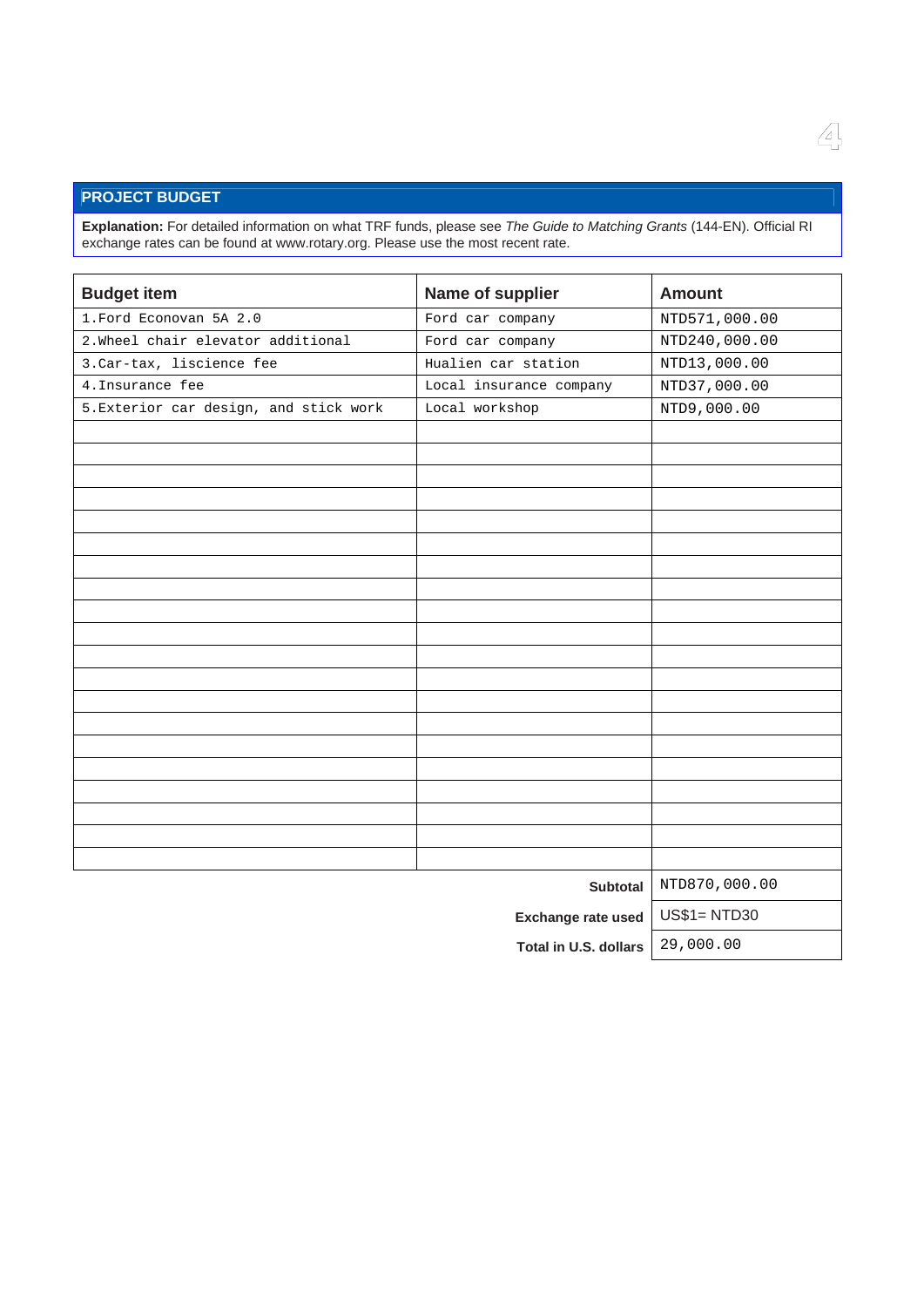## PROJECT BUDGET

**Explanation:** For detailed information on what TRF funds, please see *The Guide to Matching Grants* (144-EN). Official RI exchange rates can be found at www.rotary.org. Please use the most recent rate.

| Budget item | Name of supplier | Amount |
|---|---|---|
| 1.Ford Econovan 5A 2.0 | Ford car company | NTD571,000.00 |
| 2.Wheel chair elevator additional | Ford car company | NTD240,000.00 |
| 3.Car-tax, liscience fee | Hualien car station | NTD13,000.00 |
| 4.Insurance fee | Local insurance company | NTD37,000.00 |
| 5.Exterior car design, and stick work | Local workshop | NTD9,000.00 |
| | | |
| | **Subtotal** | NTD870,000.00 |
| | **Exchange rate used** | US$1= NTD30 |
| | **Total in U.S. dollars** | 29,000.00 |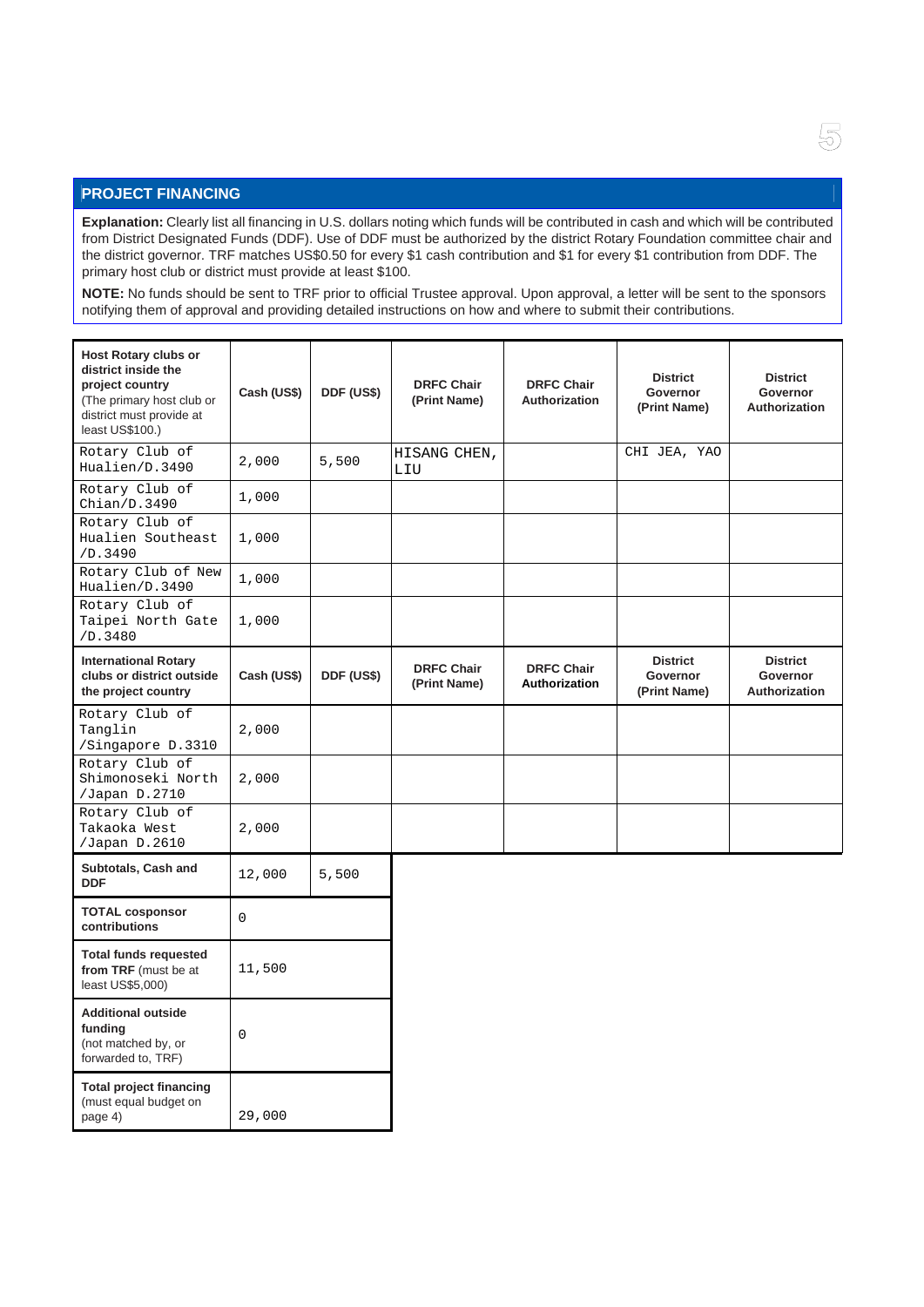## PROJECT FINANCING

**Explanation:** Clearly list all financing in U.S. dollars noting which funds will be contributed in cash and which will be contributed from District Designated Funds (DDF). Use of DDF must be authorized by the district Rotary Foundation committee chair and the district governor. TRF matches US$0.50 for every $1 cash contribution and $1 for every $1 contribution from DDF. The primary host club or district must provide at least $100.

**NOTE:** No funds should be sent to TRF prior to official Trustee approval. Upon approval, a letter will be sent to the sponsors notifying them of approval and providing detailed instructions on how and where to submit their contributions.

| **Host Rotary clubs or district inside the project country** (The primary host club or district must provide at least US$100.) | **Cash (US$)** | **DDF (US$)** | **DRFC Chair (Print Name)** | **DRFC Chair Authorization** | **District Governor (Print Name)** | **District Governor Authorization** |
|---|---|---|---|---|---|---|
| Rotary Club of Hualien/D.3490 | 2,000 | 5,500 | HISANG CHEN, LIU | | CHI JEA, YAO | |
| Rotary Club of Chian/D.3490 | 1,000 | | | | | |
| Rotary Club of Hualien Southeast /D.3490 | 1,000 | | | | | |
| Rotary Club of New Hualien/D.3490 | 1,000 | | | | | |
| Rotary Club of Taipei North Gate /D.3480 | 1,000 | | | | | |
| **International Rotary clubs or district outside the project country** | **Cash (US$)** | **DDF (US$)** | **DRFC Chair (Print Name)** | **DRFC Chair Authorization** | **District Governor (Print Name)** | **District Governor Authorization** |
| Rotary Club of Tanglin /Singapore D.3310 | 2,000 | | | | | |
| Rotary Club of Shimonoseki North /Japan D.2710 | 2,000 | | | | | |
| Rotary Club of Takaoka West /Japan D.2610 | 2,000 | | | | | |

| | | |
|---|---|---|
| **Subtotals, Cash and DDF** | 12,000 | 5,500 |
| **TOTAL cosponsor contributions** | 0 | |
| **Total funds requested from TRF** (must be at least US$5,000) | 11,500 | |
| **Additional outside funding** (not matched by, or forwarded to, TRF) | 0 | |
| **Total project financing** (must equal budget on page 4) | 29,000 | |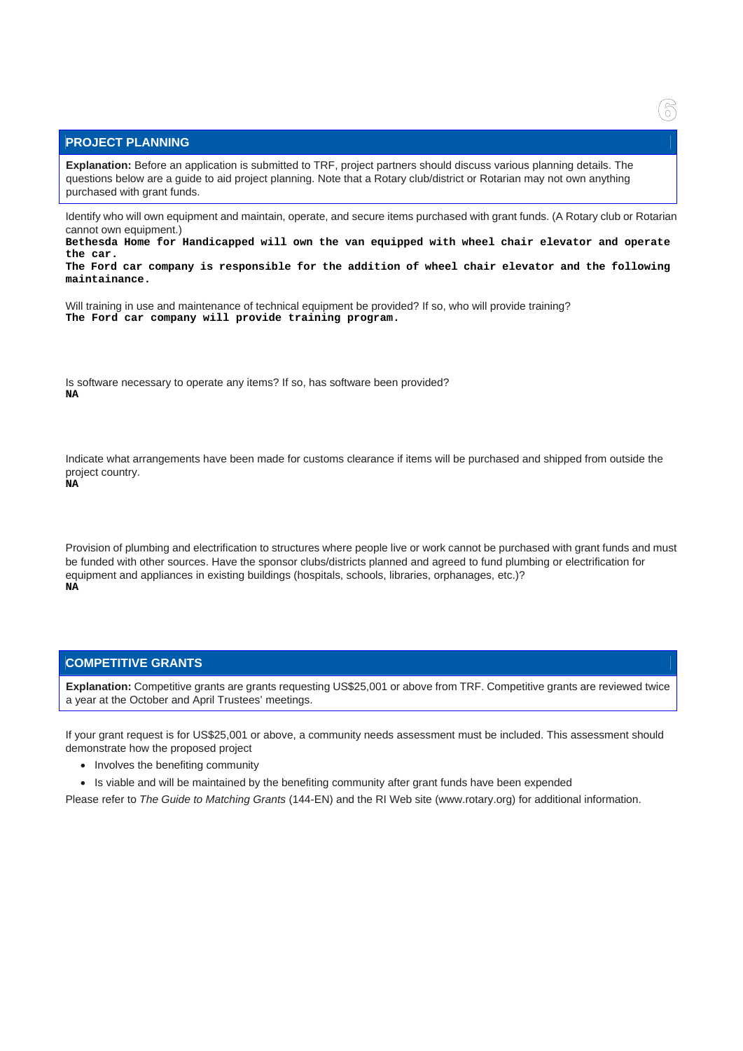## PROJECT PLANNING

**Explanation:** Before an application is submitted to TRF, project partners should discuss various planning details. The questions below are a guide to aid project planning. Note that a Rotary club/district or Rotarian may not own anything purchased with grant funds.

Identify who will own equipment and maintain, operate, and secure items purchased with grant funds. (A Rotary club or Rotarian cannot own equipment.)

**Bethesda Home for Handicapped will own the van equipped with wheel chair elevator and operate the car.**
**The Ford car company is responsible for the addition of wheel chair elevator and the following maintainance.**

Will training in use and maintenance of technical equipment be provided? If so, who will provide training?

**The Ford car company will provide training program.**

Is software necessary to operate any items? If so, has software been provided?

**NA**

Indicate what arrangements have been made for customs clearance if items will be purchased and shipped from outside the project country.

**NA**

Provision of plumbing and electrification to structures where people live or work cannot be purchased with grant funds and must be funded with other sources. Have the sponsor clubs/districts planned and agreed to fund plumbing or electrification for equipment and appliances in existing buildings (hospitals, schools, libraries, orphanages, etc.)?

**NA**

## COMPETITIVE GRANTS

**Explanation:** Competitive grants are grants requesting US$25,001 or above from TRF. Competitive grants are reviewed twice a year at the October and April Trustees' meetings.

If your grant request is for US$25,001 or above, a community needs assessment must be included. This assessment should demonstrate how the proposed project

- Involves the benefiting community
- Is viable and will be maintained by the benefiting community after grant funds have been expended

Please refer to *The Guide to Matching Grants* (144-EN) and the RI Web site (www.rotary.org) for additional information.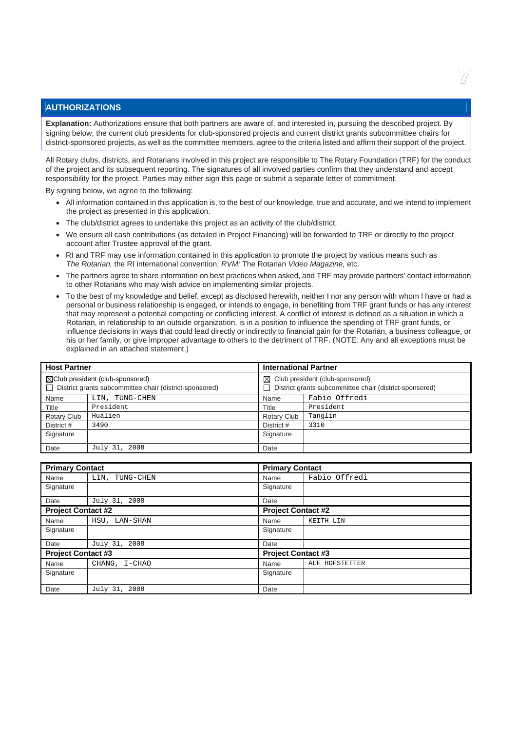## AUTHORIZATIONS

**Explanation:** Authorizations ensure that both partners are aware of, and interested in, pursuing the described project. By signing below, the current club presidents for club-sponsored projects and current district grants subcommittee chairs for district-sponsored projects, as well as the committee members, agree to the criteria listed and affirm their support of the project.

All Rotary clubs, districts, and Rotarians involved in this project are responsible to The Rotary Foundation (TRF) for the conduct of the project and its subsequent reporting. The signatures of all involved parties confirm that they understand and accept responsibility for the project. Parties may either sign this page or submit a separate letter of commitment.

By signing below, we agree to the following:

- All information contained in this application is, to the best of our knowledge, true and accurate, and we intend to implement the project as presented in this application.
- The club/district agrees to undertake this project as an activity of the club/district.
- We ensure all cash contributions (as detailed in Project Financing) will be forwarded to TRF or directly to the project account after Trustee approval of the grant.
- RI and TRF may use information contained in this application to promote the project by various means such as *The Rotarian,* the RI international convention, *RVM:* The Rotarian *Video Magazine,* etc.
- The partners agree to share information on best practices when asked, and TRF may provide partners' contact information to other Rotarians who may wish advice on implementing similar projects.
- To the best of my knowledge and belief, except as disclosed herewith, neither I nor any person with whom I have or had a personal or business relationship is engaged, or intends to engage, in benefiting from TRF grant funds or has any interest that may represent a potential competing or conflicting interest. A conflict of interest is defined as a situation in which a Rotarian, in relationship to an outside organization, is in a position to influence the spending of TRF grant funds, or influence decisions in ways that could lead directly or indirectly to financial gain for the Rotarian, a business colleague, or his or her family, or give improper advantage to others to the detriment of TRF. (NOTE: Any and all exceptions must be explained in an attached statement.)

| **Host Partner** | | **International Partner** | |
|---|---|---|---|
| ☒ Club president (club-sponsored)<br>☐ District grants subcommittee chair (district-sponsored) | | ☒ Club president (club-sponsored)<br>☐ District grants subcommittee chair (district-sponsored) | |
| Name | LIN, TUNG-CHEN | Name | Fabio Offredi |
| Title | President | Title | President |
| Rotary Club | Hualien | Rotary Club | Tanglin |
| District # | 3490 | District # | 3310 |
| Signature | | Signature | |
| Date | July 31, 2008 | Date | |

| **Primary Contact** | | **Primary Contact** | |
|---|---|---|---|
| Name | LIN, TUNG-CHEN | Name | Fabio Offredi |
| Signature | | Signature | |
| Date | July 31, 2008 | Date | |
| **Project Contact #2** | | **Project Contact #2** | |
| Name | HSU, LAN-SHAN | Name | KEITH LIN |
| Signature | | Signature | |
| Date | July 31, 2008 | Date | |
| **Project Contact #3** | | **Project Contact #3** | |
| Name | CHANG, I-CHAO | Name | ALF HOFSTETTER |
| Signature | | Signature | |
| Date | July 31, 2008 | Date | |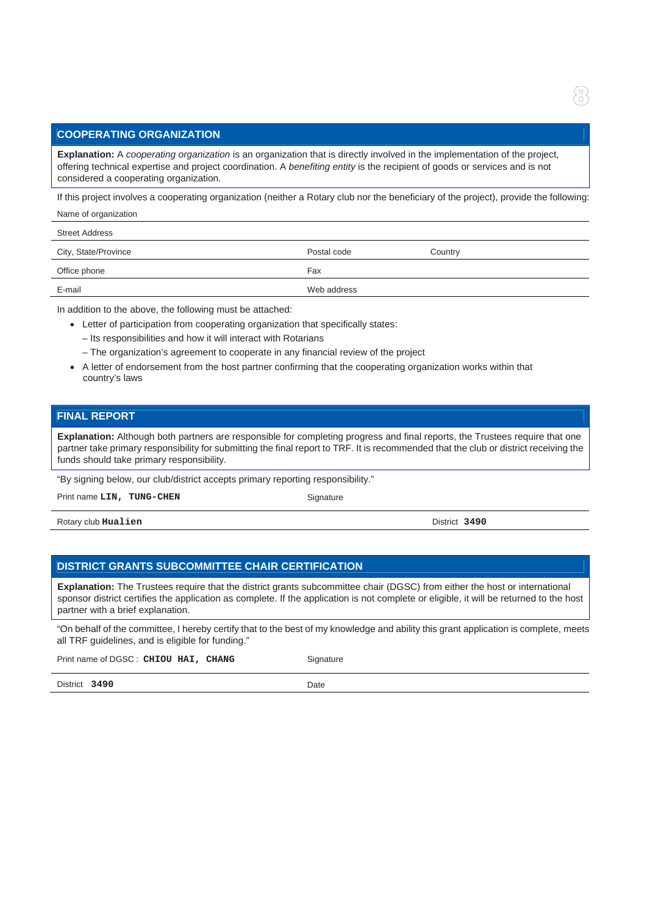## COOPERATING ORGANIZATION

**Explanation:** A *cooperating organization* is an organization that is directly involved in the implementation of the project, offering technical expertise and project coordination. A *benefiting entity* is the recipient of goods or services and is not considered a cooperating organization.

If this project involves a cooperating organization (neither a Rotary club nor the beneficiary of the project), provide the following:

Name of organization

Street Address

City, State/Province | Postal code | Country

Office phone | Fax

E-mail | Web address

In addition to the above, the following must be attached:

- Letter of participation from cooperating organization that specifically states:
  – Its responsibilities and how it will interact with Rotarians
  – The organization's agreement to cooperate in any financial review of the project
- A letter of endorsement from the host partner confirming that the cooperating organization works within that country's laws

## FINAL REPORT

**Explanation:** Although both partners are responsible for completing progress and final reports, the Trustees require that one partner take primary responsibility for submitting the final report to TRF. It is recommended that the club or district receiving the funds should take primary responsibility.

"By signing below, our club/district accepts primary reporting responsibility."

Print name **LIN, TUNG-CHEN** | Signature

Rotary club **Hualien** | District **3490**

## DISTRICT GRANTS SUBCOMMITTEE CHAIR CERTIFICATION

**Explanation:** The Trustees require that the district grants subcommittee chair (DGSC) from either the host or international sponsor district certifies the application as complete. If the application is not complete or eligible, it will be returned to the host partner with a brief explanation.

"On behalf of the committee, I hereby certify that to the best of my knowledge and ability this grant application is complete, meets all TRF guidelines, and is eligible for funding."

Print name of DGSC : **CHIOU HAI, CHANG** | Signature

District **3490** | Date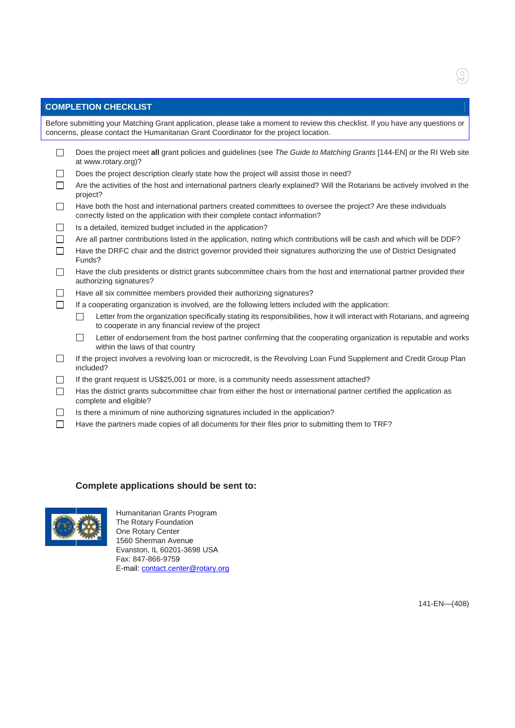## COMPLETION CHECKLIST

Before submitting your Matching Grant application, please take a moment to review this checklist. If you have any questions or concerns, please contact the Humanitarian Grant Coordinator for the project location.

- ☐ Does the project meet **all** grant policies and guidelines (see *The Guide to Matching Grants* [144-EN] or the RI Web site at www.rotary.org)?
- ☐ Does the project description clearly state how the project will assist those in need?
- ☐ Are the activities of the host and international partners clearly explained? Will the Rotarians be actively involved in the project?
- ☐ Have both the host and international partners created committees to oversee the project? Are these individuals correctly listed on the application with their complete contact information?
- ☐ Is a detailed, itemized budget included in the application?
- ☐ Are all partner contributions listed in the application, noting which contributions will be cash and which will be DDF?
- ☐ Have the DRFC chair and the district governor provided their signatures authorizing the use of District Designated Funds?
- ☐ Have the club presidents or district grants subcommittee chairs from the host and international partner provided their authorizing signatures?
- ☐ Have all six committee members provided their authorizing signatures?
- ☐ If a cooperating organization is involved, are the following letters included with the application:
  - ☐ Letter from the organization specifically stating its responsibilities, how it will interact with Rotarians, and agreeing to cooperate in any financial review of the project
  - ☐ Letter of endorsement from the host partner confirming that the cooperating organization is reputable and works within the laws of that country
- ☐ If the project involves a revolving loan or microcredit, is the Revolving Loan Fund Supplement and Credit Group Plan included?
- ☐ If the grant request is US$25,001 or more, is a community needs assessment attached?
- ☐ Has the district grants subcommittee chair from either the host or international partner certified the application as complete and eligible?
- ☐ Is there a minimum of nine authorizing signatures included in the application?
- ☐ Have the partners made copies of all documents for their files prior to submitting them to TRF?

**Complete applications should be sent to:**

Humanitarian Grants Program
The Rotary Foundation
One Rotary Center
1560 Sherman Avenue
Evanston, IL 60201-3698 USA
Fax: 847-866-9759
E-mail: contact.center@rotary.org

141-EN—(408)